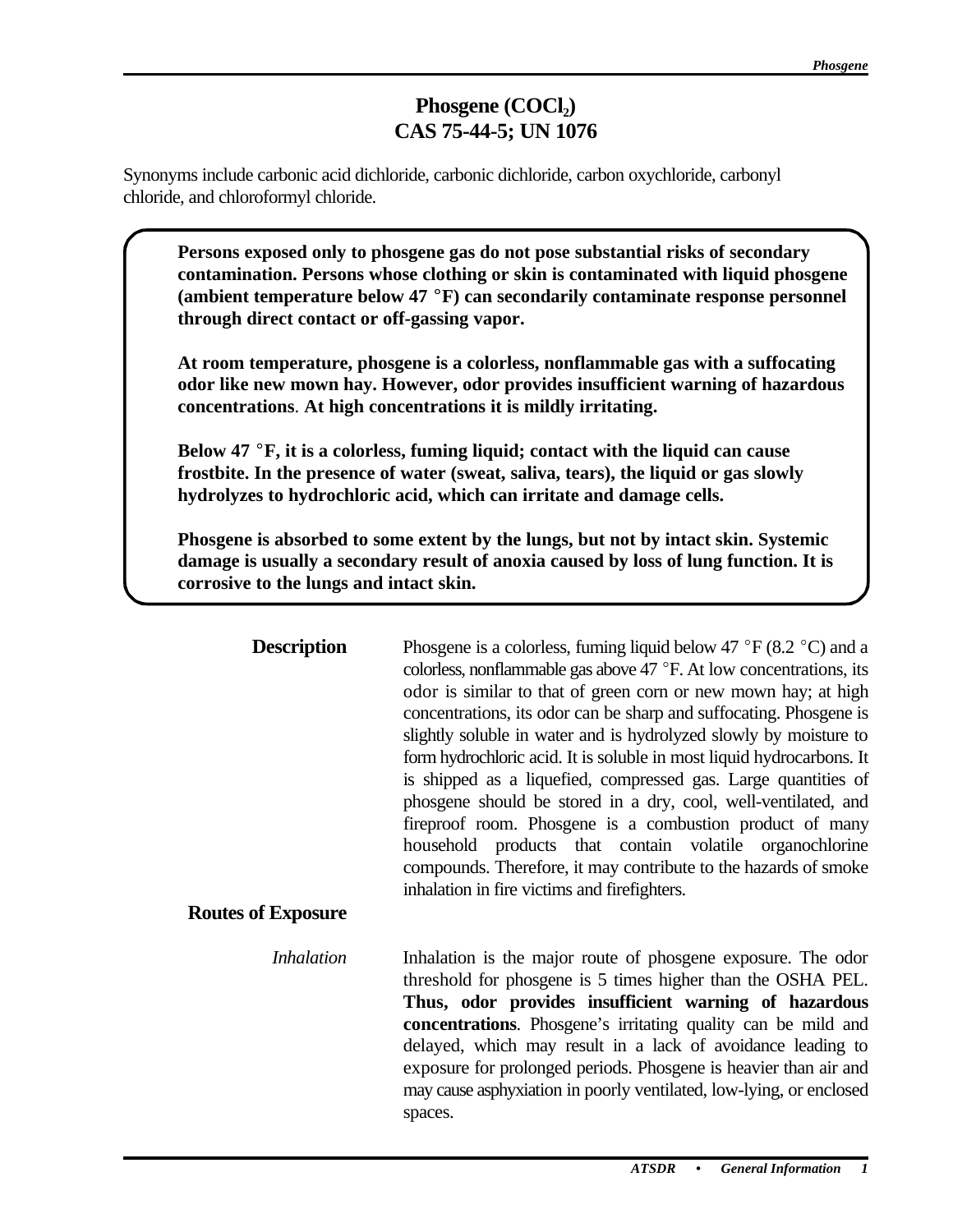# Phosgene ($COCl_2$)
# CAS 75-44-5; UN 1076

Synonyms include carbonic acid dichloride, carbonic dichloride, carbon oxychloride, carbonyl chloride, and chloroformyl chloride.

**Persons exposed only to phosgene gas do not pose substantial risks of secondary contamination. Persons whose clothing or skin is contaminated with liquid phosgene (ambient temperature below 47 °F) can secondarily contaminate response personnel through direct contact or off-gassing vapor.**

**At room temperature, phosgene is a colorless, nonflammable gas with a suffocating odor like new mown hay. However, odor provides insufficient warning of hazardous concentrations. At high concentrations it is mildly irritating.**

**Below 47 °F, it is a colorless, fuming liquid; contact with the liquid can cause frostbite. In the presence of water (sweat, saliva, tears), the liquid or gas slowly hydrolyzes to hydrochloric acid, which can irritate and damage cells.**

**Phosgene is absorbed to some extent by the lungs, but not by intact skin. Systemic damage is usually a secondary result of anoxia caused by loss of lung function. It is corrosive to the lungs and intact skin.**

## Description

Phosgene is a colorless, fuming liquid below 47 °F (8.2 °C) and a colorless, nonflammable gas above 47 °F. At low concentrations, its odor is similar to that of green corn or new mown hay; at high concentrations, its odor can be sharp and suffocating. Phosgene is slightly soluble in water and is hydrolyzed slowly by moisture to form hydrochloric acid. It is soluble in most liquid hydrocarbons. It is shipped as a liquefied, compressed gas. Large quantities of phosgene should be stored in a dry, cool, well-ventilated, and fireproof room. Phosgene is a combustion product of many household products that contain volatile organochlorine compounds. Therefore, it may contribute to the hazards of smoke inhalation in fire victims and firefighters.

## Routes of Exposure

*Inhalation*

Inhalation is the major route of phosgene exposure. The odor threshold for phosgene is 5 times higher than the OSHA PEL. **Thus, odor provides insufficient warning of hazardous concentrations**. Phosgene's irritating quality can be mild and delayed, which may result in a lack of avoidance leading to exposure for prolonged periods. Phosgene is heavier than air and may cause asphyxiation in poorly ventilated, low-lying, or enclosed spaces.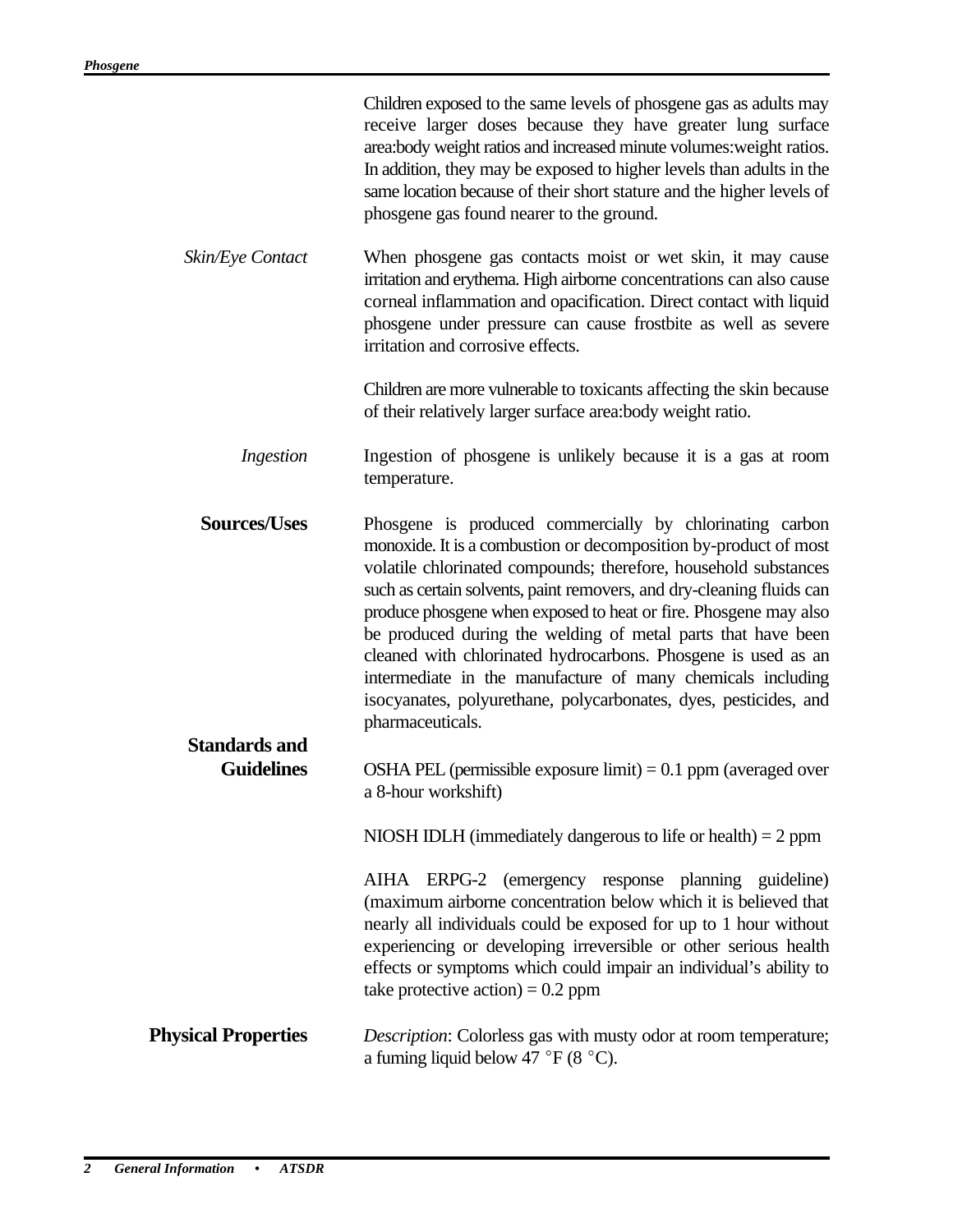Children exposed to the same levels of phosgene gas as adults may receive larger doses because they have greater lung surface area:body weight ratios and increased minute volumes:weight ratios. In addition, they may be exposed to higher levels than adults in the same location because of their short stature and the higher levels of phosgene gas found nearer to the ground.

*Skin/Eye Contact*

When phosgene gas contacts moist or wet skin, it may cause irritation and erythema. High airborne concentrations can also cause corneal inflammation and opacification. Direct contact with liquid phosgene under pressure can cause frostbite as well as severe irritation and corrosive effects.

Children are more vulnerable to toxicants affecting the skin because of their relatively larger surface area:body weight ratio.

*Ingestion*

Ingestion of phosgene is unlikely because it is a gas at room temperature.

## Sources/Uses

Phosgene is produced commercially by chlorinating carbon monoxide. It is a combustion or decomposition by-product of most volatile chlorinated compounds; therefore, household substances such as certain solvents, paint removers, and dry-cleaning fluids can produce phosgene when exposed to heat or fire. Phosgene may also be produced during the welding of metal parts that have been cleaned with chlorinated hydrocarbons. Phosgene is used as an intermediate in the manufacture of many chemicals including isocyanates, polyurethane, polycarbonates, dyes, pesticides, and pharmaceuticals.

## Standards and Guidelines

OSHA PEL (permissible exposure limit) = 0.1 ppm (averaged over a 8-hour workshift)

NIOSH IDLH (immediately dangerous to life or health) = 2 ppm

AIHA ERPG-2 (emergency response planning guideline) (maximum airborne concentration below which it is believed that nearly all individuals could be exposed for up to 1 hour without experiencing or developing irreversible or other serious health effects or symptoms which could impair an individual's ability to take protective action) = 0.2 ppm

## Physical Properties

*Description*: Colorless gas with musty odor at room temperature; a fuming liquid below 47 °F (8 °C).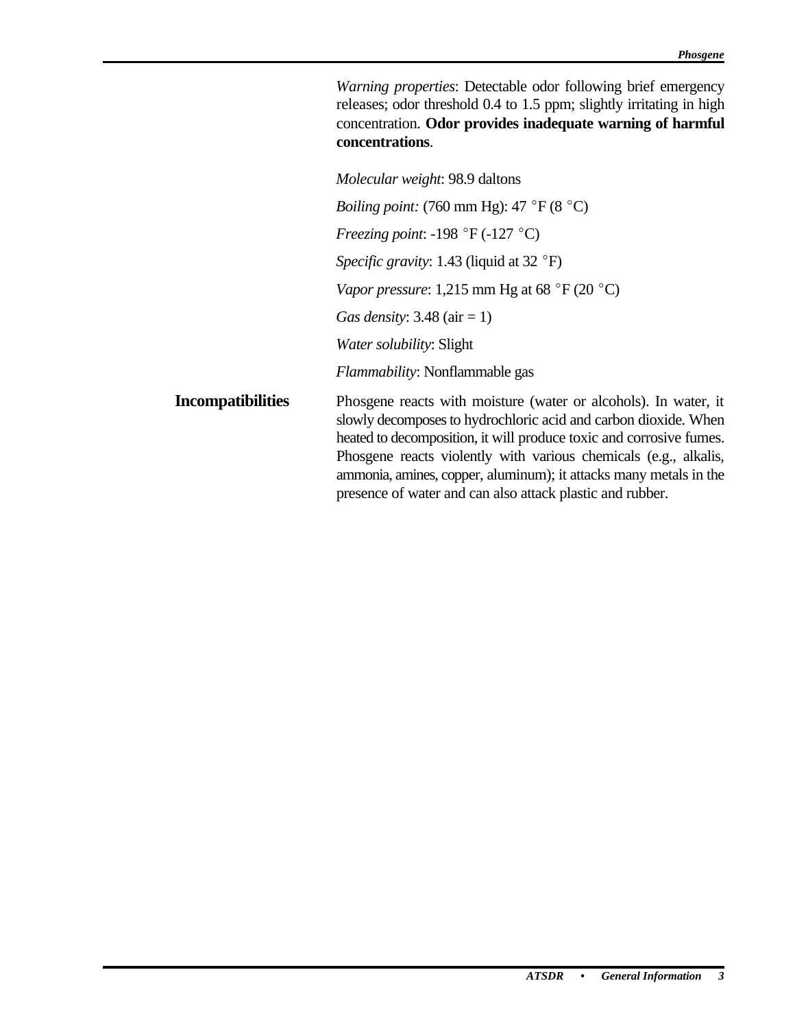*Warning properties*: Detectable odor following brief emergency releases; odor threshold 0.4 to 1.5 ppm; slightly irritating in high concentration. **Odor provides inadequate warning of harmful concentrations**.

*Molecular weight*: 98.9 daltons

*Boiling point:* (760 mm Hg): 47 °F (8 °C)

*Freezing point*: -198 °F (-127 °C)

*Specific gravity*: 1.43 (liquid at 32 °F)

*Vapor pressure*: 1,215 mm Hg at 68 °F (20 °C)

*Gas density*: 3.48 (air = 1)

*Water solubility*: Slight

*Flammability*: Nonflammable gas

**Incompatibilities**

Phosgene reacts with moisture (water or alcohols). In water, it slowly decomposes to hydrochloric acid and carbon dioxide. When heated to decomposition, it will produce toxic and corrosive fumes. Phosgene reacts violently with various chemicals (e.g., alkalis, ammonia, amines, copper, aluminum); it attacks many metals in the presence of water and can also attack plastic and rubber.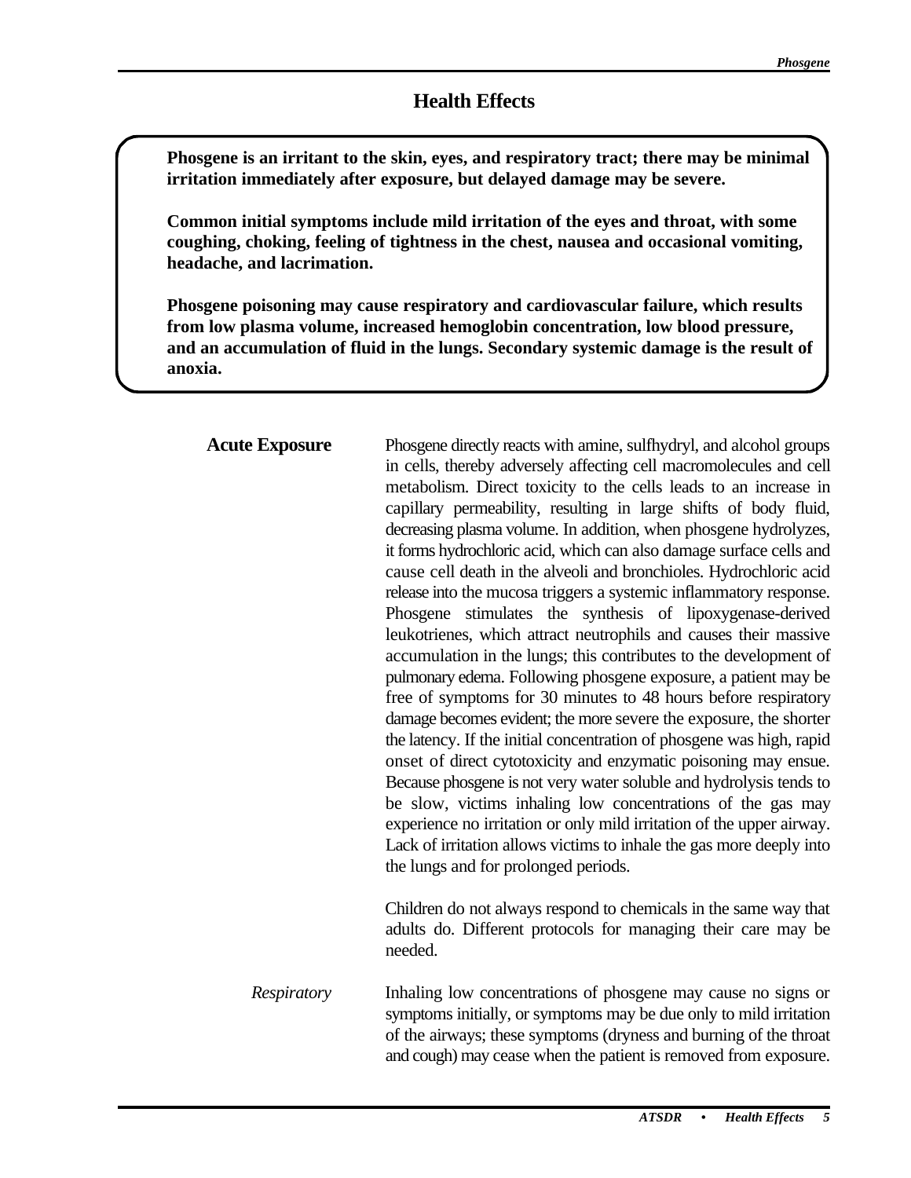## Health Effects

**Phosgene is an irritant to the skin, eyes, and respiratory tract; there may be minimal irritation immediately after exposure, but delayed damage may be severe.**

**Common initial symptoms include mild irritation of the eyes and throat, with some coughing, choking, feeling of tightness in the chest, nausea and occasional vomiting, headache, and lacrimation.**

**Phosgene poisoning may cause respiratory and cardiovascular failure, which results from low plasma volume, increased hemoglobin concentration, low blood pressure, and an accumulation of fluid in the lungs. Secondary systemic damage is the result of anoxia.**

### Acute Exposure

Phosgene directly reacts with amine, sulfhydryl, and alcohol groups in cells, thereby adversely affecting cell macromolecules and cell metabolism. Direct toxicity to the cells leads to an increase in capillary permeability, resulting in large shifts of body fluid, decreasing plasma volume. In addition, when phosgene hydrolyzes, it forms hydrochloric acid, which can also damage surface cells and cause cell death in the alveoli and bronchioles. Hydrochloric acid release into the mucosa triggers a systemic inflammatory response. Phosgene stimulates the synthesis of lipoxygenase-derived leukotrienes, which attract neutrophils and causes their massive accumulation in the lungs; this contributes to the development of pulmonary edema. Following phosgene exposure, a patient may be free of symptoms for 30 minutes to 48 hours before respiratory damage becomes evident; the more severe the exposure, the shorter the latency. If the initial concentration of phosgene was high, rapid onset of direct cytotoxicity and enzymatic poisoning may ensue. Because phosgene is not very water soluble and hydrolysis tends to be slow, victims inhaling low concentrations of the gas may experience no irritation or only mild irritation of the upper airway. Lack of irritation allows victims to inhale the gas more deeply into the lungs and for prolonged periods.

Children do not always respond to chemicals in the same way that adults do. Different protocols for managing their care may be needed.

*Respiratory*

Inhaling low concentrations of phosgene may cause no signs or symptoms initially, or symptoms may be due only to mild irritation of the airways; these symptoms (dryness and burning of the throat and cough) may cease when the patient is removed from exposure.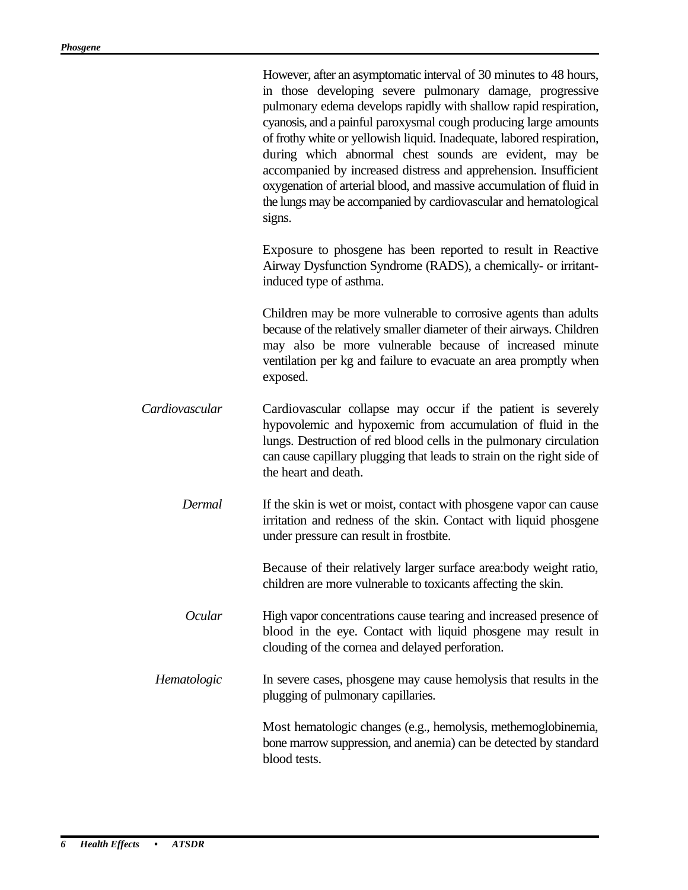However, after an asymptomatic interval of 30 minutes to 48 hours, in those developing severe pulmonary damage, progressive pulmonary edema develops rapidly with shallow rapid respiration, cyanosis, and a painful paroxysmal cough producing large amounts of frothy white or yellowish liquid. Inadequate, labored respiration, during which abnormal chest sounds are evident, may be accompanied by increased distress and apprehension. Insufficient oxygenation of arterial blood, and massive accumulation of fluid in the lungs may be accompanied by cardiovascular and hematological signs.

Exposure to phosgene has been reported to result in Reactive Airway Dysfunction Syndrome (RADS), a chemically- or irritant-induced type of asthma.

Children may be more vulnerable to corrosive agents than adults because of the relatively smaller diameter of their airways. Children may also be more vulnerable because of increased minute ventilation per kg and failure to evacuate an area promptly when exposed.

*Cardiovascular*

Cardiovascular collapse may occur if the patient is severely hypovolemic and hypoxemic from accumulation of fluid in the lungs. Destruction of red blood cells in the pulmonary circulation can cause capillary plugging that leads to strain on the right side of the heart and death.

*Dermal*

If the skin is wet or moist, contact with phosgene vapor can cause irritation and redness of the skin. Contact with liquid phosgene under pressure can result in frostbite.

Because of their relatively larger surface area:body weight ratio, children are more vulnerable to toxicants affecting the skin.

*Ocular*

High vapor concentrations cause tearing and increased presence of blood in the eye. Contact with liquid phosgene may result in clouding of the cornea and delayed perforation.

*Hematologic*

In severe cases, phosgene may cause hemolysis that results in the plugging of pulmonary capillaries.

Most hematologic changes (e.g., hemolysis, methemoglobinemia, bone marrow suppression, and anemia) can be detected by standard blood tests.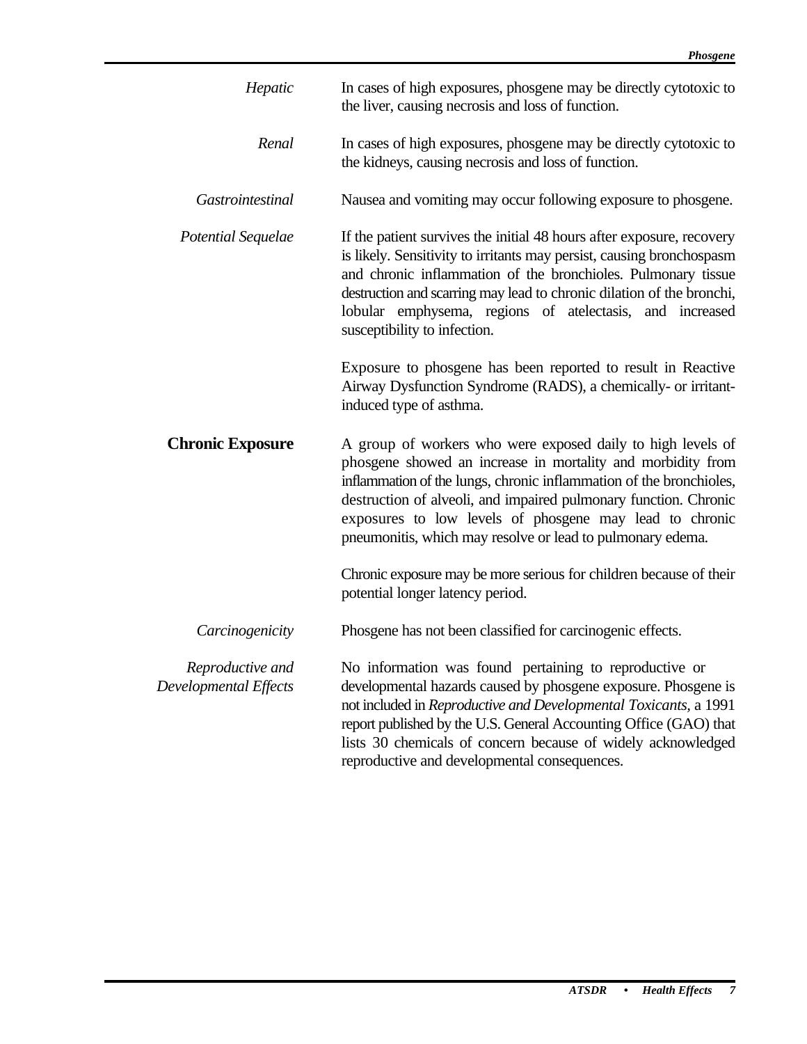*Hepatic*

In cases of high exposures, phosgene may be directly cytotoxic to the liver, causing necrosis and loss of function.

*Renal*

In cases of high exposures, phosgene may be directly cytotoxic to the kidneys, causing necrosis and loss of function.

*Gastrointestinal*

Nausea and vomiting may occur following exposure to phosgene.

*Potential Sequelae*

If the patient survives the initial 48 hours after exposure, recovery is likely. Sensitivity to irritants may persist, causing bronchospasm and chronic inflammation of the bronchioles. Pulmonary tissue destruction and scarring may lead to chronic dilation of the bronchi, lobular emphysema, regions of atelectasis, and increased susceptibility to infection.

Exposure to phosgene has been reported to result in Reactive Airway Dysfunction Syndrome (RADS), a chemically- or irritant-induced type of asthma.

## Chronic Exposure

A group of workers who were exposed daily to high levels of phosgene showed an increase in mortality and morbidity from inflammation of the lungs, chronic inflammation of the bronchioles, destruction of alveoli, and impaired pulmonary function. Chronic exposures to low levels of phosgene may lead to chronic pneumonitis, which may resolve or lead to pulmonary edema.

Chronic exposure may be more serious for children because of their potential longer latency period.

*Carcinogenicity*

Phosgene has not been classified for carcinogenic effects.

*Reproductive and Developmental Effects*

No information was found pertaining to reproductive or developmental hazards caused by phosgene exposure. Phosgene is not included in *Reproductive and Developmental Toxicants*, a 1991 report published by the U.S. General Accounting Office (GAO) that lists 30 chemicals of concern because of widely acknowledged reproductive and developmental consequences.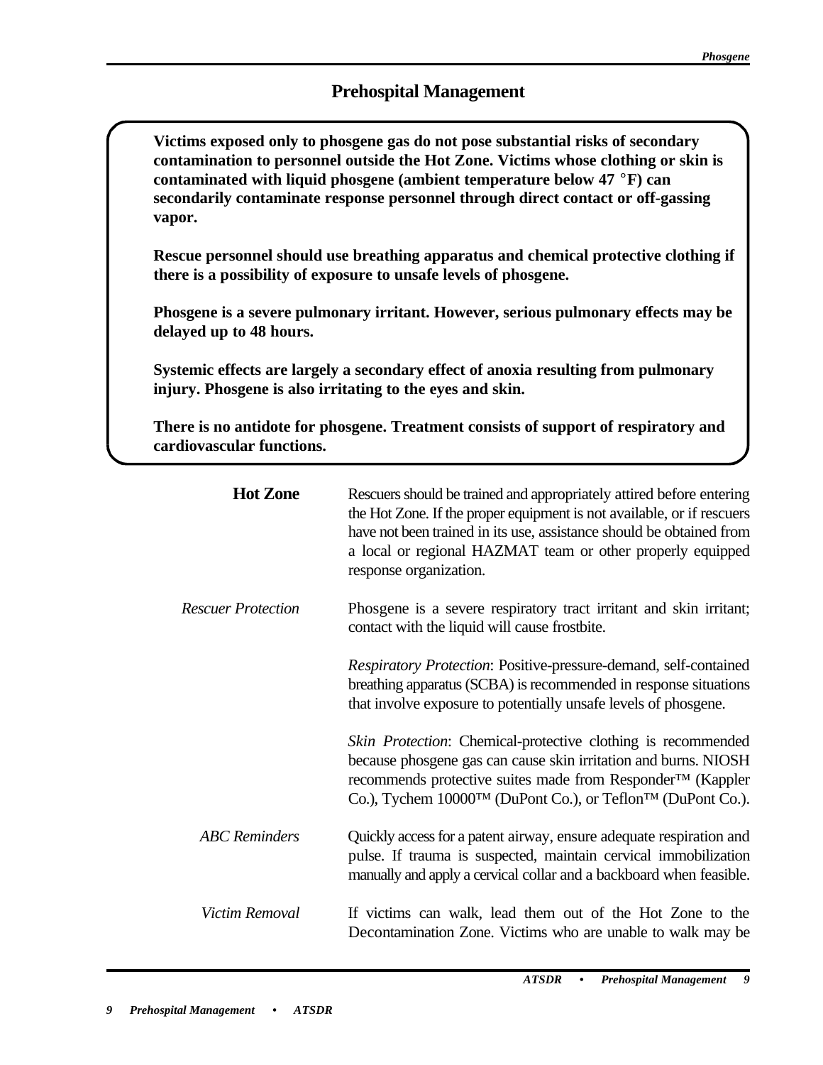## Prehospital Management

**Victims exposed only to phosgene gas do not pose substantial risks of secondary contamination to personnel outside the Hot Zone. Victims whose clothing or skin is contaminated with liquid phosgene (ambient temperature below 47 °F) can secondarily contaminate response personnel through direct contact or off-gassing vapor.**

**Rescue personnel should use breathing apparatus and chemical protective clothing if there is a possibility of exposure to unsafe levels of phosgene.**

**Phosgene is a severe pulmonary irritant. However, serious pulmonary effects may be delayed up to 48 hours.**

**Systemic effects are largely a secondary effect of anoxia resulting from pulmonary injury. Phosgene is also irritating to the eyes and skin.**

**There is no antidote for phosgene. Treatment consists of support of respiratory and cardiovascular functions.**

### Hot Zone

Rescuers should be trained and appropriately attired before entering the Hot Zone. If the proper equipment is not available, or if rescuers have not been trained in its use, assistance should be obtained from a local or regional HAZMAT team or other properly equipped response organization.

#### *Rescuer Protection*

Phosgene is a severe respiratory tract irritant and skin irritant; contact with the liquid will cause frostbite.

*Respiratory Protection*: Positive-pressure-demand, self-contained breathing apparatus (SCBA) is recommended in response situations that involve exposure to potentially unsafe levels of phosgene.

*Skin Protection*: Chemical-protective clothing is recommended because phosgene gas can cause skin irritation and burns. NIOSH recommends protective suites made from Responder™ (Kappler Co.), Tychem 10000™ (DuPont Co.), or Teflon™ (DuPont Co.).

#### *ABC Reminders*

Quickly access for a patent airway, ensure adequate respiration and pulse. If trauma is suspected, maintain cervical immobilization manually and apply a cervical collar and a backboard when feasible.

#### *Victim Removal*

If victims can walk, lead them out of the Hot Zone to the Decontamination Zone. Victims who are unable to walk may be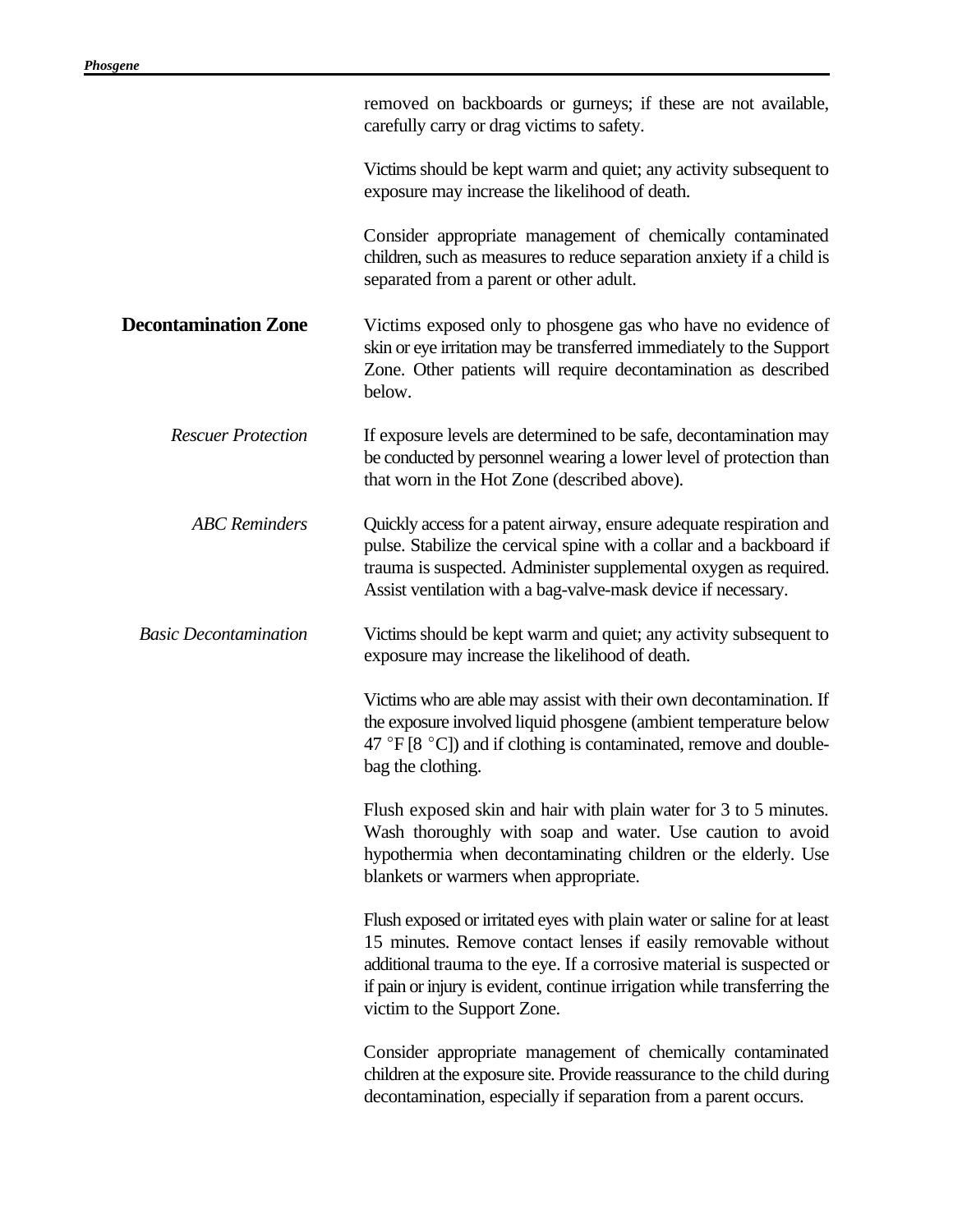removed on backboards or gurneys; if these are not available, carefully carry or drag victims to safety.

Victims should be kept warm and quiet; any activity subsequent to exposure may increase the likelihood of death.

Consider appropriate management of chemically contaminated children, such as measures to reduce separation anxiety if a child is separated from a parent or other adult.

## Decontamination Zone

Victims exposed only to phosgene gas who have no evidence of skin or eye irritation may be transferred immediately to the Support Zone. Other patients will require decontamination as described below.

*Rescuer Protection*

If exposure levels are determined to be safe, decontamination may be conducted by personnel wearing a lower level of protection than that worn in the Hot Zone (described above).

*ABC Reminders*

Quickly access for a patent airway, ensure adequate respiration and pulse. Stabilize the cervical spine with a collar and a backboard if trauma is suspected. Administer supplemental oxygen as required. Assist ventilation with a bag-valve-mask device if necessary.

*Basic Decontamination*

Victims should be kept warm and quiet; any activity subsequent to exposure may increase the likelihood of death.

Victims who are able may assist with their own decontamination. If the exposure involved liquid phosgene (ambient temperature below 47 °F [8 °C]) and if clothing is contaminated, remove and double-bag the clothing.

Flush exposed skin and hair with plain water for 3 to 5 minutes. Wash thoroughly with soap and water. Use caution to avoid hypothermia when decontaminating children or the elderly. Use blankets or warmers when appropriate.

Flush exposed or irritated eyes with plain water or saline for at least 15 minutes. Remove contact lenses if easily removable without additional trauma to the eye. If a corrosive material is suspected or if pain or injury is evident, continue irrigation while transferring the victim to the Support Zone.

Consider appropriate management of chemically contaminated children at the exposure site. Provide reassurance to the child during decontamination, especially if separation from a parent occurs.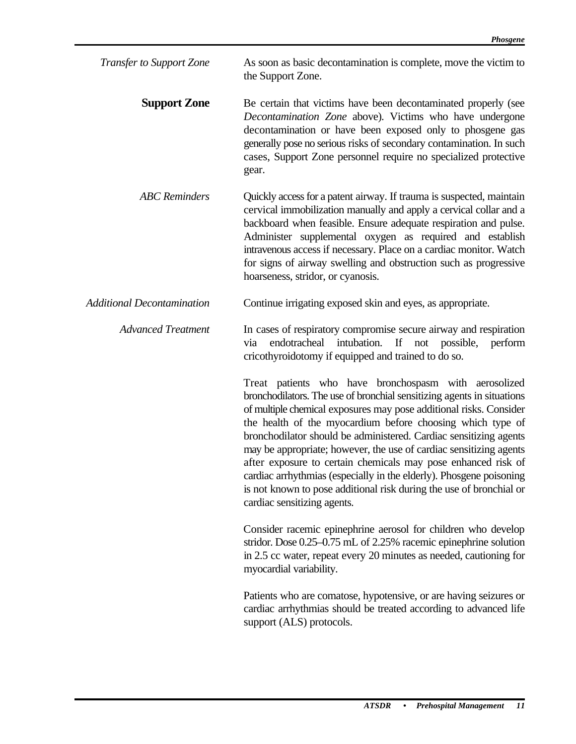*Transfer to Support Zone*

As soon as basic decontamination is complete, move the victim to the Support Zone.

## Support Zone

Be certain that victims have been decontaminated properly (see *Decontamination Zone* above). Victims who have undergone decontamination or have been exposed only to phosgene gas generally pose no serious risks of secondary contamination. In such cases, Support Zone personnel require no specialized protective gear.

*ABC Reminders*

Quickly access for a patent airway. If trauma is suspected, maintain cervical immobilization manually and apply a cervical collar and a backboard when feasible. Ensure adequate respiration and pulse. Administer supplemental oxygen as required and establish intravenous access if necessary. Place on a cardiac monitor. Watch for signs of airway swelling and obstruction such as progressive hoarseness, stridor, or cyanosis.

*Additional Decontamination*

Continue irrigating exposed skin and eyes, as appropriate.

*Advanced Treatment*

In cases of respiratory compromise secure airway and respiration via endotracheal intubation. If not possible, perform cricothyroidotomy if equipped and trained to do so.

Treat patients who have bronchospasm with aerosolized bronchodilators. The use of bronchial sensitizing agents in situations of multiple chemical exposures may pose additional risks. Consider the health of the myocardium before choosing which type of bronchodilator should be administered. Cardiac sensitizing agents may be appropriate; however, the use of cardiac sensitizing agents after exposure to certain chemicals may pose enhanced risk of cardiac arrhythmias (especially in the elderly). Phosgene poisoning is not known to pose additional risk during the use of bronchial or cardiac sensitizing agents.

Consider racemic epinephrine aerosol for children who develop stridor. Dose 0.25–0.75 mL of 2.25% racemic epinephrine solution in 2.5 cc water, repeat every 20 minutes as needed, cautioning for myocardial variability.

Patients who are comatose, hypotensive, or are having seizures or cardiac arrhythmias should be treated according to advanced life support (ALS) protocols.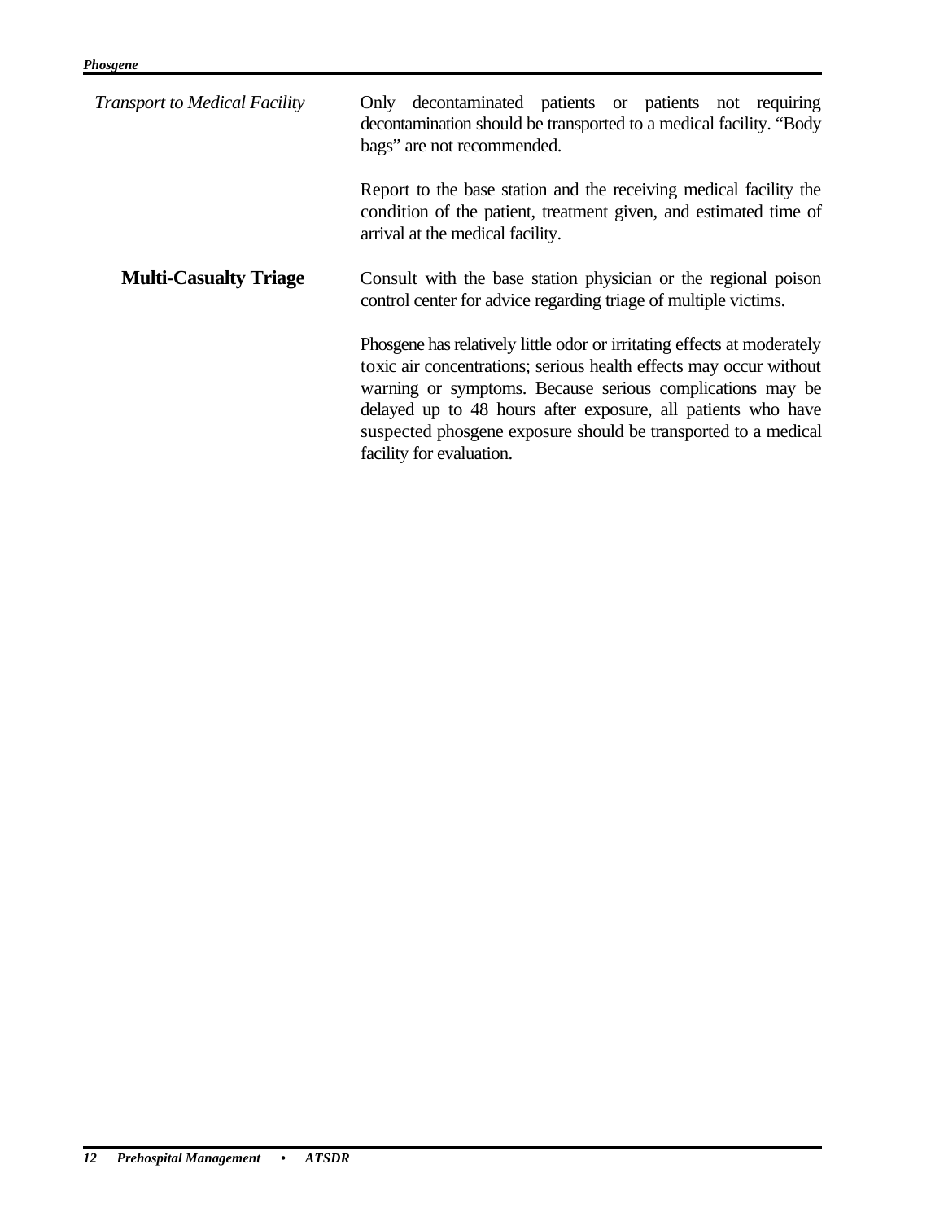*Transport to Medical Facility*

Only decontaminated patients or patients not requiring decontamination should be transported to a medical facility. "Body bags" are not recommended.

Report to the base station and the receiving medical facility the condition of the patient, treatment given, and estimated time of arrival at the medical facility.

## Multi-Casualty Triage

Consult with the base station physician or the regional poison control center for advice regarding triage of multiple victims.

Phosgene has relatively little odor or irritating effects at moderately toxic air concentrations; serious health effects may occur without warning or symptoms. Because serious complications may be delayed up to 48 hours after exposure, all patients who have suspected phosgene exposure should be transported to a medical facility for evaluation.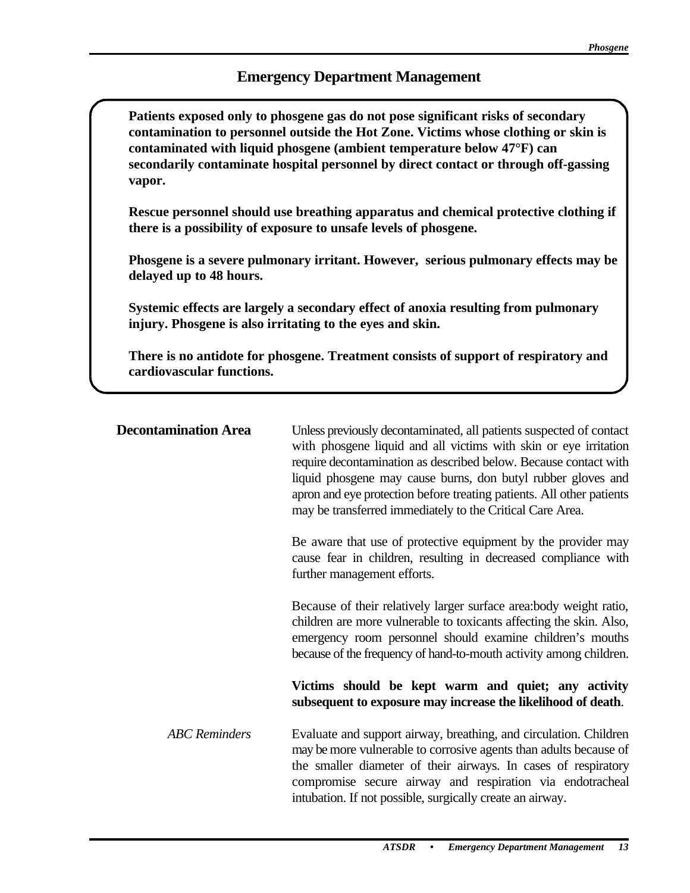## Emergency Department Management

**Patients exposed only to phosgene gas do not pose significant risks of secondary contamination to personnel outside the Hot Zone. Victims whose clothing or skin is contaminated with liquid phosgene (ambient temperature below 47°F) can secondarily contaminate hospital personnel by direct contact or through off-gassing vapor.**

**Rescue personnel should use breathing apparatus and chemical protective clothing if there is a possibility of exposure to unsafe levels of phosgene.**

**Phosgene is a severe pulmonary irritant. However, serious pulmonary effects may be delayed up to 48 hours.**

**Systemic effects are largely a secondary effect of anoxia resulting from pulmonary injury. Phosgene is also irritating to the eyes and skin.**

**There is no antidote for phosgene. Treatment consists of support of respiratory and cardiovascular functions.**

### Decontamination Area

Unless previously decontaminated, all patients suspected of contact with phosgene liquid and all victims with skin or eye irritation require decontamination as described below. Because contact with liquid phosgene may cause burns, don butyl rubber gloves and apron and eye protection before treating patients. All other patients may be transferred immediately to the Critical Care Area.

Be aware that use of protective equipment by the provider may cause fear in children, resulting in decreased compliance with further management efforts.

Because of their relatively larger surface area:body weight ratio, children are more vulnerable to toxicants affecting the skin. Also, emergency room personnel should examine children's mouths because of the frequency of hand-to-mouth activity among children.

**Victims should be kept warm and quiet; any activity subsequent to exposure may increase the likelihood of death**.

*ABC Reminders*

Evaluate and support airway, breathing, and circulation. Children may be more vulnerable to corrosive agents than adults because of the smaller diameter of their airways. In cases of respiratory compromise secure airway and respiration via endotracheal intubation. If not possible, surgically create an airway.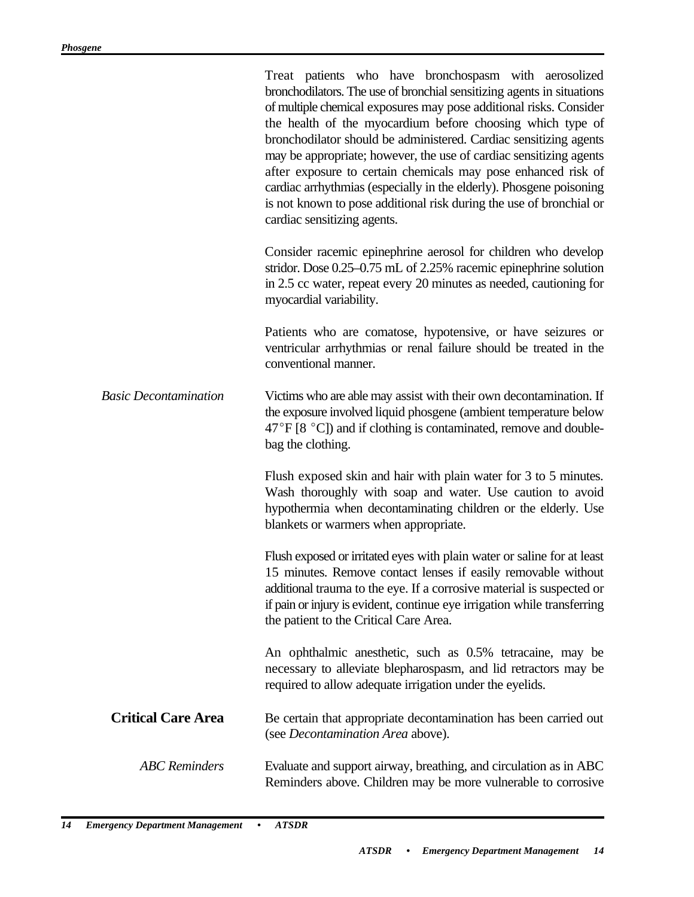Treat patients who have bronchospasm with aerosolized bronchodilators. The use of bronchial sensitizing agents in situations of multiple chemical exposures may pose additional risks. Consider the health of the myocardium before choosing which type of bronchodilator should be administered. Cardiac sensitizing agents may be appropriate; however, the use of cardiac sensitizing agents after exposure to certain chemicals may pose enhanced risk of cardiac arrhythmias (especially in the elderly). Phosgene poisoning is not known to pose additional risk during the use of bronchial or cardiac sensitizing agents.

Consider racemic epinephrine aerosol for children who develop stridor. Dose 0.25–0.75 mL of 2.25% racemic epinephrine solution in 2.5 cc water, repeat every 20 minutes as needed, cautioning for myocardial variability.

Patients who are comatose, hypotensive, or have seizures or ventricular arrhythmias or renal failure should be treated in the conventional manner.

*Basic Decontamination*

Victims who are able may assist with their own decontamination. If the exposure involved liquid phosgene (ambient temperature below 47°F [8 °C]) and if clothing is contaminated, remove and double-bag the clothing.

Flush exposed skin and hair with plain water for 3 to 5 minutes. Wash thoroughly with soap and water. Use caution to avoid hypothermia when decontaminating children or the elderly. Use blankets or warmers when appropriate.

Flush exposed or irritated eyes with plain water or saline for at least 15 minutes. Remove contact lenses if easily removable without additional trauma to the eye. If a corrosive material is suspected or if pain or injury is evident, continue eye irrigation while transferring the patient to the Critical Care Area.

An ophthalmic anesthetic, such as 0.5% tetracaine, may be necessary to alleviate blepharospasm, and lid retractors may be required to allow adequate irrigation under the eyelids.

## Critical Care Area

Be certain that appropriate decontamination has been carried out (see *Decontamination Area* above).

*ABC Reminders*

Evaluate and support airway, breathing, and circulation as in ABC Reminders above. Children may be more vulnerable to corrosive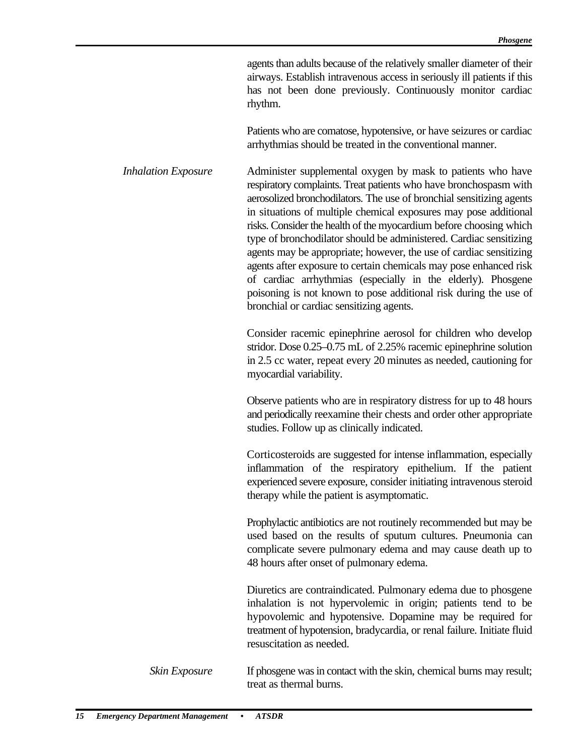agents than adults because of the relatively smaller diameter of their airways. Establish intravenous access in seriously ill patients if this has not been done previously. Continuously monitor cardiac rhythm.

Patients who are comatose, hypotensive, or have seizures or cardiac arrhythmias should be treated in the conventional manner.

*Inhalation Exposure*

Administer supplemental oxygen by mask to patients who have respiratory complaints. Treat patients who have bronchospasm with aerosolized bronchodilators. The use of bronchial sensitizing agents in situations of multiple chemical exposures may pose additional risks. Consider the health of the myocardium before choosing which type of bronchodilator should be administered. Cardiac sensitizing agents may be appropriate; however, the use of cardiac sensitizing agents after exposure to certain chemicals may pose enhanced risk of cardiac arrhythmias (especially in the elderly). Phosgene poisoning is not known to pose additional risk during the use of bronchial or cardiac sensitizing agents.

Consider racemic epinephrine aerosol for children who develop stridor. Dose 0.25–0.75 mL of 2.25% racemic epinephrine solution in 2.5 cc water, repeat every 20 minutes as needed, cautioning for myocardial variability.

Observe patients who are in respiratory distress for up to 48 hours and periodically reexamine their chests and order other appropriate studies. Follow up as clinically indicated.

Corticosteroids are suggested for intense inflammation, especially inflammation of the respiratory epithelium. If the patient experienced severe exposure, consider initiating intravenous steroid therapy while the patient is asymptomatic.

Prophylactic antibiotics are not routinely recommended but may be used based on the results of sputum cultures. Pneumonia can complicate severe pulmonary edema and may cause death up to 48 hours after onset of pulmonary edema.

Diuretics are contraindicated. Pulmonary edema due to phosgene inhalation is not hypervolemic in origin; patients tend to be hypovolemic and hypotensive. Dopamine may be required for treatment of hypotension, bradycardia, or renal failure. Initiate fluid resuscitation as needed.

*Skin Exposure*

If phosgene was in contact with the skin, chemical burns may result; treat as thermal burns.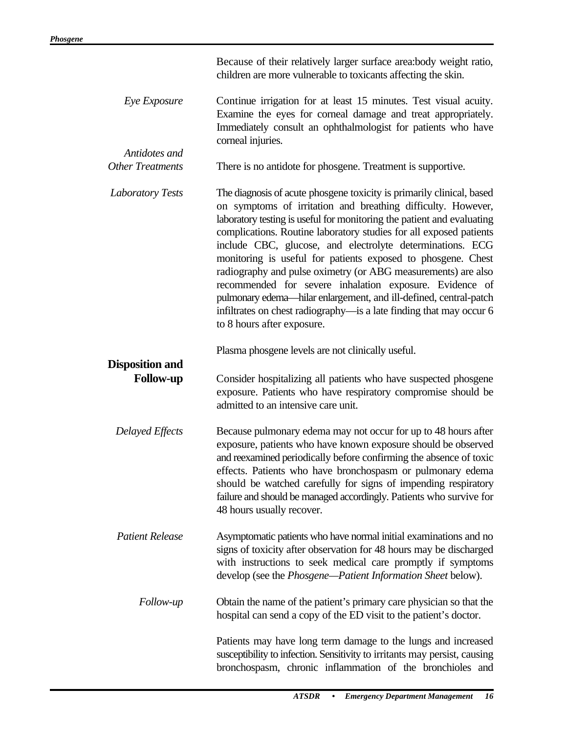Because of their relatively larger surface area:body weight ratio, children are more vulnerable to toxicants affecting the skin.

*Eye Exposure*

Continue irrigation for at least 15 minutes. Test visual acuity. Examine the eyes for corneal damage and treat appropriately. Immediately consult an ophthalmologist for patients who have corneal injuries.

*Antidotes and Other Treatments*

There is no antidote for phosgene. Treatment is supportive.

*Laboratory Tests*

The diagnosis of acute phosgene toxicity is primarily clinical, based on symptoms of irritation and breathing difficulty. However, laboratory testing is useful for monitoring the patient and evaluating complications. Routine laboratory studies for all exposed patients include CBC, glucose, and electrolyte determinations. ECG monitoring is useful for patients exposed to phosgene. Chest radiography and pulse oximetry (or ABG measurements) are also recommended for severe inhalation exposure. Evidence of pulmonary edema—hilar enlargement, and ill-defined, central-patch infiltrates on chest radiography—is a late finding that may occur 6 to 8 hours after exposure.

Plasma phosgene levels are not clinically useful.

## Disposition and Follow-up

Consider hospitalizing all patients who have suspected phosgene exposure. Patients who have respiratory compromise should be admitted to an intensive care unit.

*Delayed Effects*

Because pulmonary edema may not occur for up to 48 hours after exposure, patients who have known exposure should be observed and reexamined periodically before confirming the absence of toxic effects. Patients who have bronchospasm or pulmonary edema should be watched carefully for signs of impending respiratory failure and should be managed accordingly. Patients who survive for 48 hours usually recover.

*Patient Release*

Asymptomatic patients who have normal initial examinations and no signs of toxicity after observation for 48 hours may be discharged with instructions to seek medical care promptly if symptoms develop (see the *Phosgene—Patient Information Sheet* below).

*Follow-up*

Obtain the name of the patient's primary care physician so that the hospital can send a copy of the ED visit to the patient's doctor.

Patients may have long term damage to the lungs and increased susceptibility to infection. Sensitivity to irritants may persist, causing bronchospasm, chronic inflammation of the bronchioles and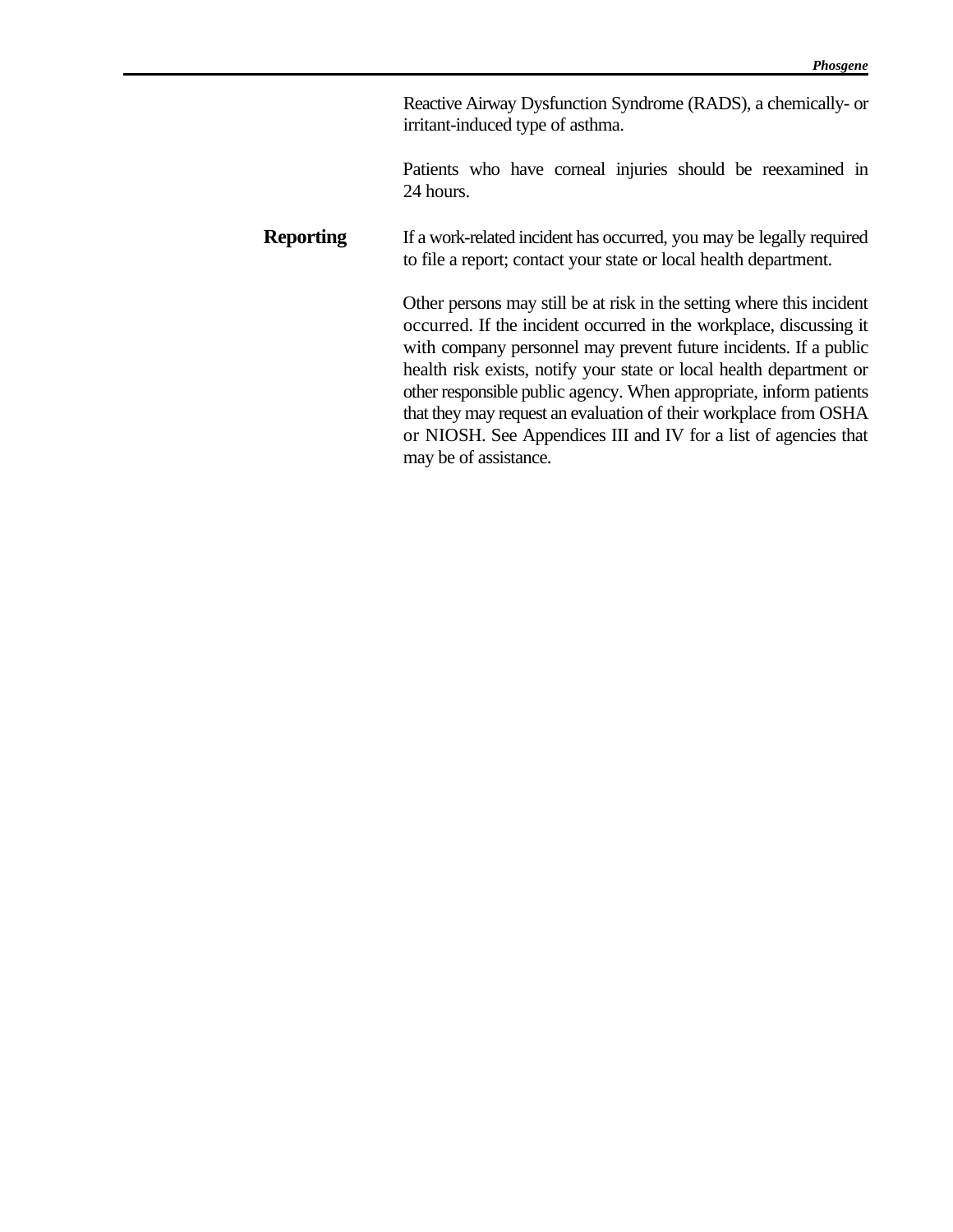Reactive Airway Dysfunction Syndrome (RADS), a chemically- or irritant-induced type of asthma.

Patients who have corneal injuries should be reexamined in 24 hours.

## Reporting

If a work-related incident has occurred, you may be legally required to file a report; contact your state or local health department.

Other persons may still be at risk in the setting where this incident occurred. If the incident occurred in the workplace, discussing it with company personnel may prevent future incidents. If a public health risk exists, notify your state or local health department or other responsible public agency. When appropriate, inform patients that they may request an evaluation of their workplace from OSHA or NIOSH. See Appendices III and IV for a list of agencies that may be of assistance.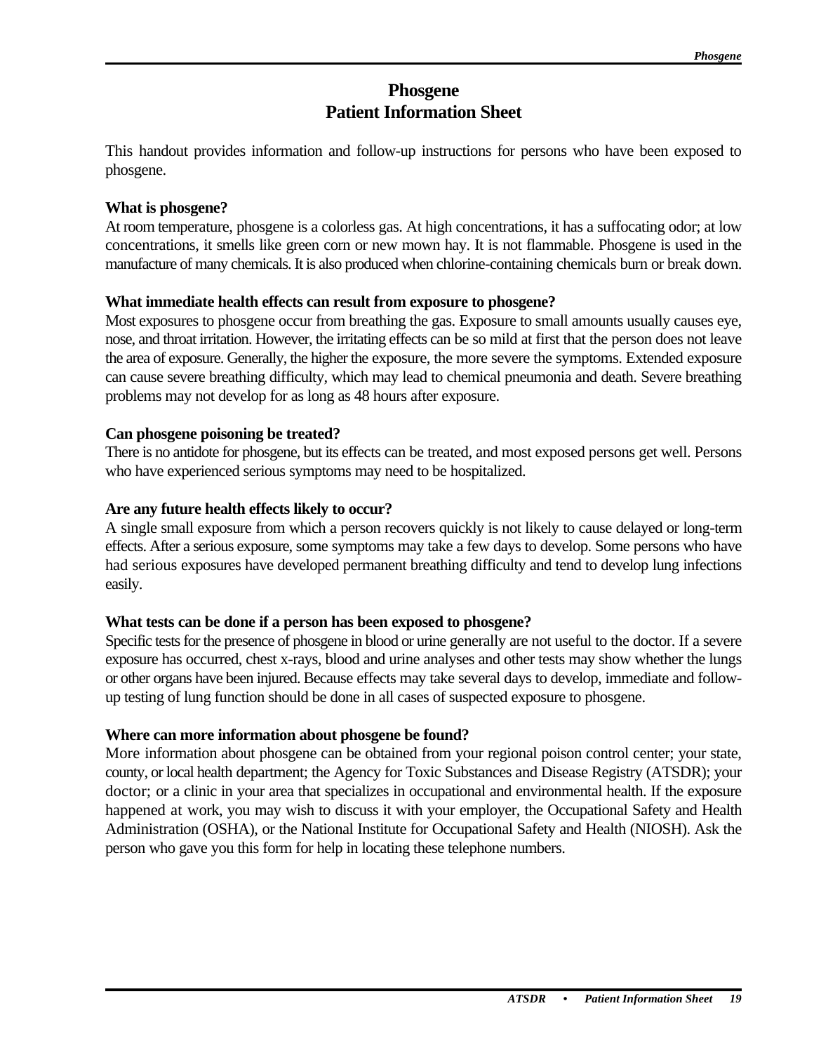# Phosgene
# Patient Information Sheet

This handout provides information and follow-up instructions for persons who have been exposed to phosgene.

**What is phosgene?**

At room temperature, phosgene is a colorless gas. At high concentrations, it has a suffocating odor; at low concentrations, it smells like green corn or new mown hay. It is not flammable. Phosgene is used in the manufacture of many chemicals. It is also produced when chlorine-containing chemicals burn or break down.

**What immediate health effects can result from exposure to phosgene?**

Most exposures to phosgene occur from breathing the gas. Exposure to small amounts usually causes eye, nose, and throat irritation. However, the irritating effects can be so mild at first that the person does not leave the area of exposure. Generally, the higher the exposure, the more severe the symptoms. Extended exposure can cause severe breathing difficulty, which may lead to chemical pneumonia and death. Severe breathing problems may not develop for as long as 48 hours after exposure.

**Can phosgene poisoning be treated?**

There is no antidote for phosgene, but its effects can be treated, and most exposed persons get well. Persons who have experienced serious symptoms may need to be hospitalized.

**Are any future health effects likely to occur?**

A single small exposure from which a person recovers quickly is not likely to cause delayed or long-term effects. After a serious exposure, some symptoms may take a few days to develop. Some persons who have had serious exposures have developed permanent breathing difficulty and tend to develop lung infections easily.

**What tests can be done if a person has been exposed to phosgene?**

Specific tests for the presence of phosgene in blood or urine generally are not useful to the doctor. If a severe exposure has occurred, chest x-rays, blood and urine analyses and other tests may show whether the lungs or other organs have been injured. Because effects may take several days to develop, immediate and follow-up testing of lung function should be done in all cases of suspected exposure to phosgene.

**Where can more information about phosgene be found?**

More information about phosgene can be obtained from your regional poison control center; your state, county, or local health department; the Agency for Toxic Substances and Disease Registry (ATSDR); your doctor; or a clinic in your area that specializes in occupational and environmental health. If the exposure happened at work, you may wish to discuss it with your employer, the Occupational Safety and Health Administration (OSHA), or the National Institute for Occupational Safety and Health (NIOSH). Ask the person who gave you this form for help in locating these telephone numbers.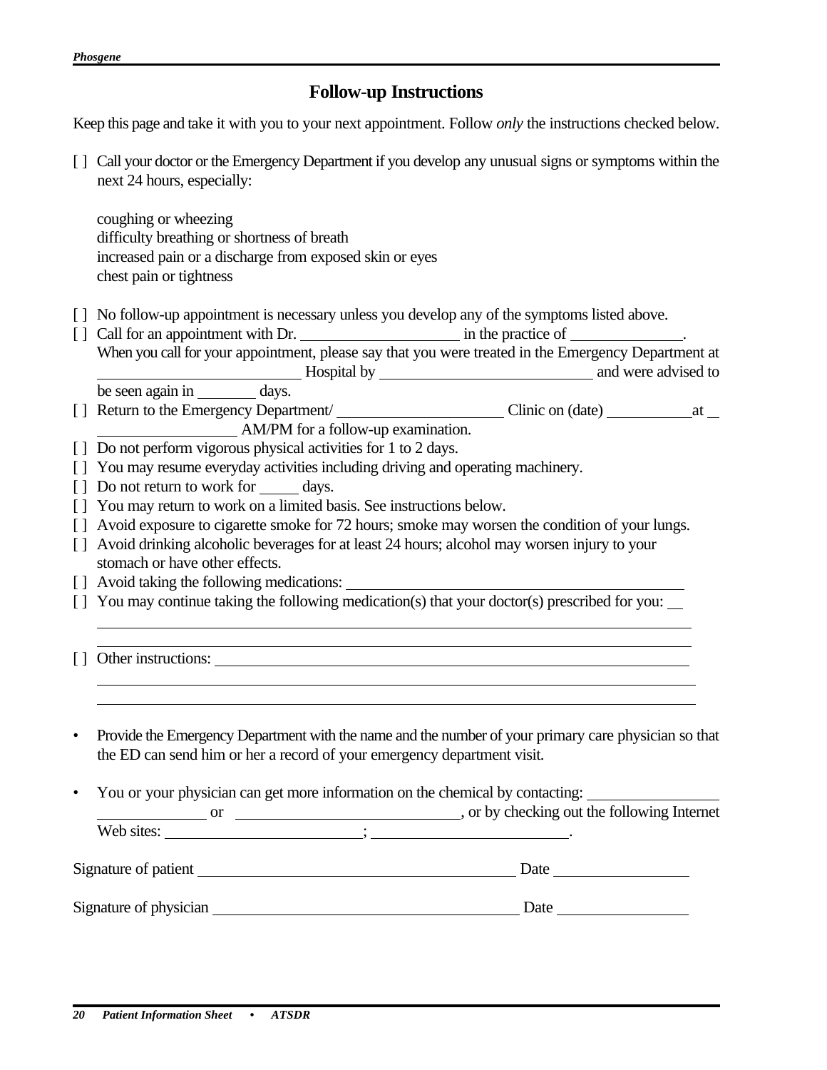## Follow-up Instructions

Keep this page and take it with you to your next appointment. Follow *only* the instructions checked below.

[ ] Call your doctor or the Emergency Department if you develop any unusual signs or symptoms within the next 24 hours, especially:

coughing or wheezing
difficulty breathing or shortness of breath
increased pain or a discharge from exposed skin or eyes
chest pain or tightness

[ ] No follow-up appointment is necessary unless you develop any of the symptoms listed above.

[ ] Call for an appointment with Dr. \_\_\_\_\_\_\_\_\_\_\_\_\_\_\_\_\_\_\_\_ in the practice of \_\_\_\_\_\_\_\_\_\_\_\_\_\_\_.
When you call for your appointment, please say that you were treated in the Emergency Department at \_\_\_\_\_\_\_\_\_\_\_\_\_\_\_\_\_\_\_\_\_\_\_\_\_ Hospital by \_\_\_\_\_\_\_\_\_\_\_\_\_\_\_\_\_\_\_\_\_\_\_\_\_\_\_ and were advised to be seen again in \_\_\_\_\_\_\_\_ days.

[ ] Return to the Emergency Department/ \_\_\_\_\_\_\_\_\_\_\_\_\_\_\_\_\_\_\_\_\_ Clinic on (date) \_\_\_\_\_\_\_\_\_\_\_ at \_\_\_\_\_\_\_\_\_\_\_\_\_\_\_\_\_\_ AM/PM for a follow-up examination.

[ ] Do not perform vigorous physical activities for 1 to 2 days.

[ ] You may resume everyday activities including driving and operating machinery.

[ ] Do not return to work for \_\_\_\_\_ days.

[ ] You may return to work on a limited basis. See instructions below.

[ ] Avoid exposure to cigarette smoke for 72 hours; smoke may worsen the condition of your lungs.

[ ] Avoid drinking alcoholic beverages for at least 24 hours; alcohol may worsen injury to your stomach or have other effects.

[ ] Avoid taking the following medications: \_\_\_\_\_\_\_\_\_\_\_\_\_\_\_\_\_\_\_\_\_\_\_\_\_\_\_\_\_\_\_\_\_\_\_\_\_\_\_\_\_\_

[ ] You may continue taking the following medication(s) that your doctor(s) prescribed for you: \_\_\_
\_\_\_\_\_\_\_\_\_\_\_\_\_\_\_\_\_\_\_\_\_\_\_\_\_\_\_\_\_\_\_\_\_\_\_\_\_\_\_\_\_\_\_\_\_\_\_\_\_\_\_\_\_\_\_\_\_\_\_\_\_\_\_\_\_\_\_\_\_\_\_\_\_\_\_\_\_
\_\_\_\_\_\_\_\_\_\_\_\_\_\_\_\_\_\_\_\_\_\_\_\_\_\_\_\_\_\_\_\_\_\_\_\_\_\_\_\_\_\_\_\_\_\_\_\_\_\_\_\_\_\_\_\_\_\_\_\_\_\_\_\_\_\_\_\_\_\_\_\_\_\_\_\_\_

[ ] Other instructions: \_\_\_\_\_\_\_\_\_\_\_\_\_\_\_\_\_\_\_\_\_\_\_\_\_\_\_\_\_\_\_\_\_\_\_\_\_\_\_\_\_\_\_\_\_\_\_\_\_\_\_\_\_\_\_\_\_\_\_\_\_
\_\_\_\_\_\_\_\_\_\_\_\_\_\_\_\_\_\_\_\_\_\_\_\_\_\_\_\_\_\_\_\_\_\_\_\_\_\_\_\_\_\_\_\_\_\_\_\_\_\_\_\_\_\_\_\_\_\_\_\_\_\_\_\_\_\_\_\_\_\_\_\_\_\_\_\_\_
\_\_\_\_\_\_\_\_\_\_\_\_\_\_\_\_\_\_\_\_\_\_\_\_\_\_\_\_\_\_\_\_\_\_\_\_\_\_\_\_\_\_\_\_\_\_\_\_\_\_\_\_\_\_\_\_\_\_\_\_\_\_\_\_\_\_\_\_\_\_\_\_\_\_\_\_\_

- Provide the Emergency Department with the name and the number of your primary care physician so that the ED can send him or her a record of your emergency department visit.
- You or your physician can get more information on the chemical by contacting: \_\_\_\_\_\_\_\_\_\_\_\_\_\_\_\_\_ \_\_\_\_\_\_\_\_\_\_\_\_\_\_ or \_\_\_\_\_\_\_\_\_\_\_\_\_\_\_\_\_\_\_\_\_\_\_\_\_\_\_\_\_, or by checking out the following Internet Web sites: \_\_\_\_\_\_\_\_\_\_\_\_\_\_\_\_\_\_\_\_\_\_\_\_\_; \_\_\_\_\_\_\_\_\_\_\_\_\_\_\_\_\_\_\_\_\_\_\_\_\_\_.

Signature of patient \_\_\_\_\_\_\_\_\_\_\_\_\_\_\_\_\_\_\_\_\_\_\_\_\_\_\_\_\_\_\_\_\_\_\_\_\_\_\_\_\_ Date \_\_\_\_\_\_\_\_\_\_\_\_\_\_\_\_\_

Signature of physician \_\_\_\_\_\_\_\_\_\_\_\_\_\_\_\_\_\_\_\_\_\_\_\_\_\_\_\_\_\_\_\_\_\_\_\_\_\_\_\_ Date \_\_\_\_\_\_\_\_\_\_\_\_\_\_\_\_\_